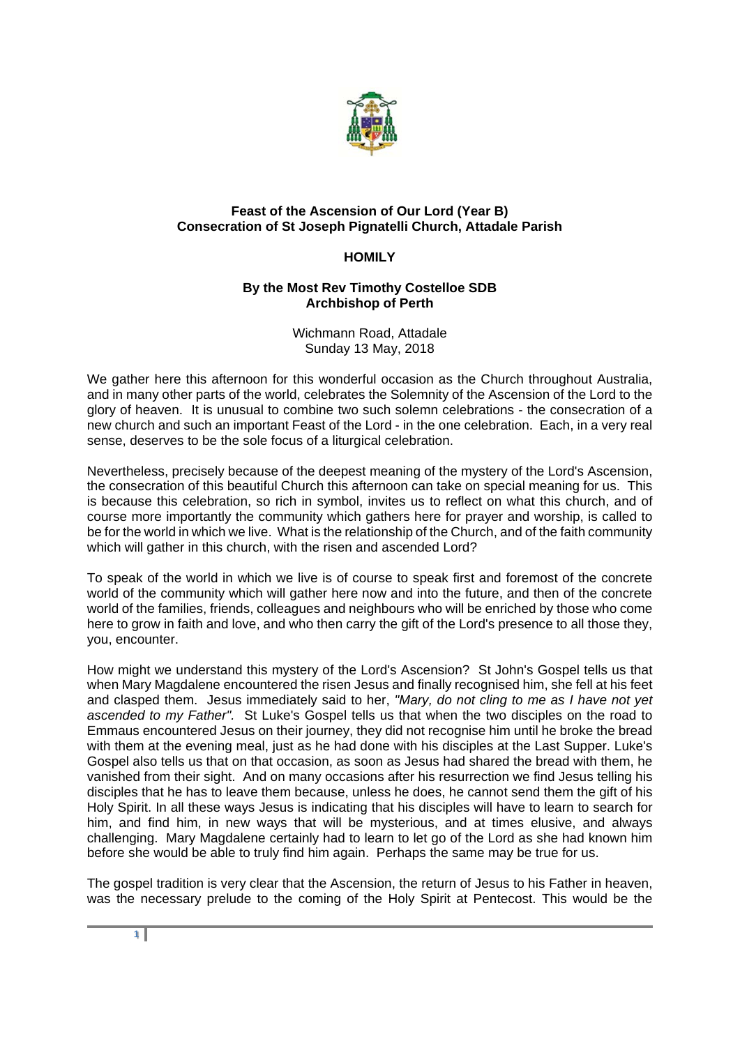**Feast of the Ascension of Our Lord (Year B)**
**Consecration of St Joseph Pignatelli Church, Attadale Parish**

**HOMILY**

**By the Most Rev Timothy Costelloe SDB**
**Archbishop of Perth**

Wichmann Road, Attadale
Sunday 13 May, 2018

We gather here this afternoon for this wonderful occasion as the Church throughout Australia, and in many other parts of the world, celebrates the Solemnity of the Ascension of the Lord to the glory of heaven. It is unusual to combine two such solemn celebrations - the consecration of a new church and such an important Feast of the Lord - in the one celebration. Each, in a very real sense, deserves to be the sole focus of a liturgical celebration.

Nevertheless, precisely because of the deepest meaning of the mystery of the Lord's Ascension, the consecration of this beautiful Church this afternoon can take on special meaning for us. This is because this celebration, so rich in symbol, invites us to reflect on what this church, and of course more importantly the community which gathers here for prayer and worship, is called to be for the world in which we live. What is the relationship of the Church, and of the faith community which will gather in this church, with the risen and ascended Lord?

To speak of the world in which we live is of course to speak first and foremost of the concrete world of the community which will gather here now and into the future, and then of the concrete world of the families, friends, colleagues and neighbours who will be enriched by those who come here to grow in faith and love, and who then carry the gift of the Lord's presence to all those they, you, encounter.

How might we understand this mystery of the Lord's Ascension? St John's Gospel tells us that when Mary Magdalene encountered the risen Jesus and finally recognised him, she fell at his feet and clasped them. Jesus immediately said to her, *"Mary, do not cling to me as I have not yet ascended to my Father".* St Luke's Gospel tells us that when the two disciples on the road to Emmaus encountered Jesus on their journey, they did not recognise him until he broke the bread with them at the evening meal, just as he had done with his disciples at the Last Supper. Luke's Gospel also tells us that on that occasion, as soon as Jesus had shared the bread with them, he vanished from their sight. And on many occasions after his resurrection we find Jesus telling his disciples that he has to leave them because, unless he does, he cannot send them the gift of his Holy Spirit. In all these ways Jesus is indicating that his disciples will have to learn to search for him, and find him, in new ways that will be mysterious, and at times elusive, and always challenging. Mary Magdalene certainly had to learn to let go of the Lord as she had known him before she would be able to truly find him again. Perhaps the same may be true for us.

The gospel tradition is very clear that the Ascension, the return of Jesus to his Father in heaven, was the necessary prelude to the coming of the Holy Spirit at Pentecost. This would be the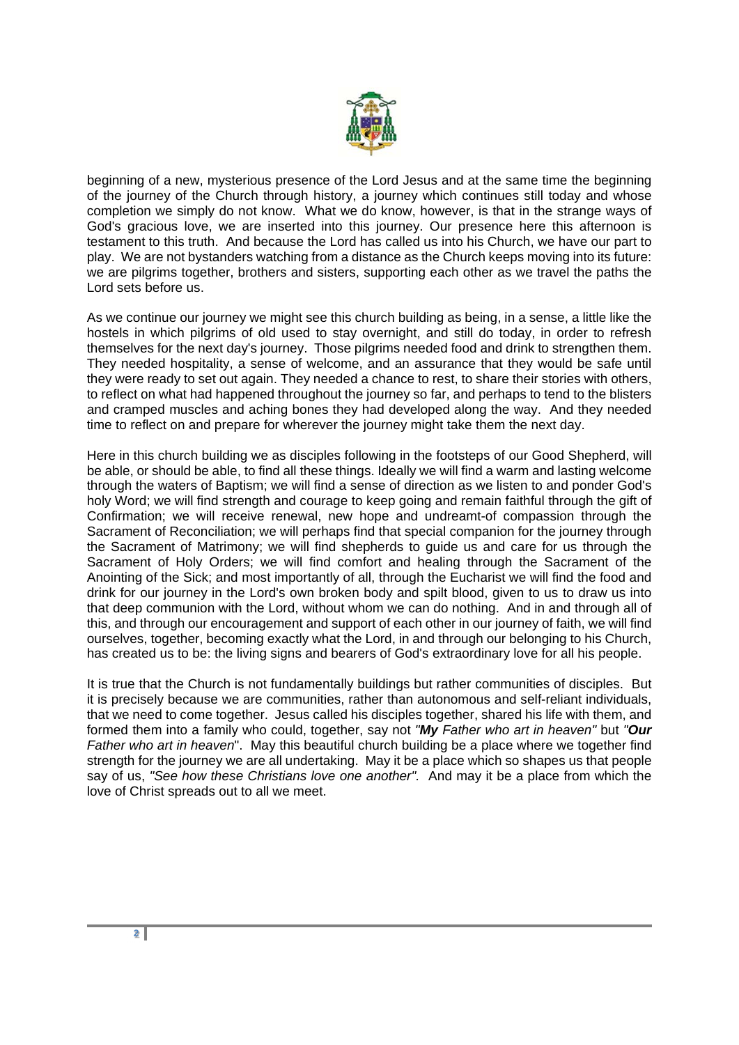beginning of a new, mysterious presence of the Lord Jesus and at the same time the beginning of the journey of the Church through history, a journey which continues still today and whose completion we simply do not know. What we do know, however, is that in the strange ways of God's gracious love, we are inserted into this journey. Our presence here this afternoon is testament to this truth. And because the Lord has called us into his Church, we have our part to play. We are not bystanders watching from a distance as the Church keeps moving into its future: we are pilgrims together, brothers and sisters, supporting each other as we travel the paths the Lord sets before us.

As we continue our journey we might see this church building as being, in a sense, a little like the hostels in which pilgrims of old used to stay overnight, and still do today, in order to refresh themselves for the next day's journey. Those pilgrims needed food and drink to strengthen them. They needed hospitality, a sense of welcome, and an assurance that they would be safe until they were ready to set out again. They needed a chance to rest, to share their stories with others, to reflect on what had happened throughout the journey so far, and perhaps to tend to the blisters and cramped muscles and aching bones they had developed along the way. And they needed time to reflect on and prepare for wherever the journey might take them the next day.

Here in this church building we as disciples following in the footsteps of our Good Shepherd, will be able, or should be able, to find all these things. Ideally we will find a warm and lasting welcome through the waters of Baptism; we will find a sense of direction as we listen to and ponder God's holy Word; we will find strength and courage to keep going and remain faithful through the gift of Confirmation; we will receive renewal, new hope and undreamt-of compassion through the Sacrament of Reconciliation; we will perhaps find that special companion for the journey through the Sacrament of Matrimony; we will find shepherds to guide us and care for us through the Sacrament of Holy Orders; we will find comfort and healing through the Sacrament of the Anointing of the Sick; and most importantly of all, through the Eucharist we will find the food and drink for our journey in the Lord's own broken body and spilt blood, given to us to draw us into that deep communion with the Lord, without whom we can do nothing. And in and through all of this, and through our encouragement and support of each other in our journey of faith, we will find ourselves, together, becoming exactly what the Lord, in and through our belonging to his Church, has created us to be: the living signs and bearers of God's extraordinary love for all his people.

It is true that the Church is not fundamentally buildings but rather communities of disciples. But it is precisely because we are communities, rather than autonomous and self-reliant individuals, that we need to come together. Jesus called his disciples together, shared his life with them, and formed them into a family who could, together, say not *"**My** Father who art in heaven"* but *"**Our** Father who art in heaven*". May this beautiful church building be a place where we together find strength for the journey we are all undertaking. May it be a place which so shapes us that people say of us, *"See how these Christians love one another"*. And may it be a place from which the love of Christ spreads out to all we meet.